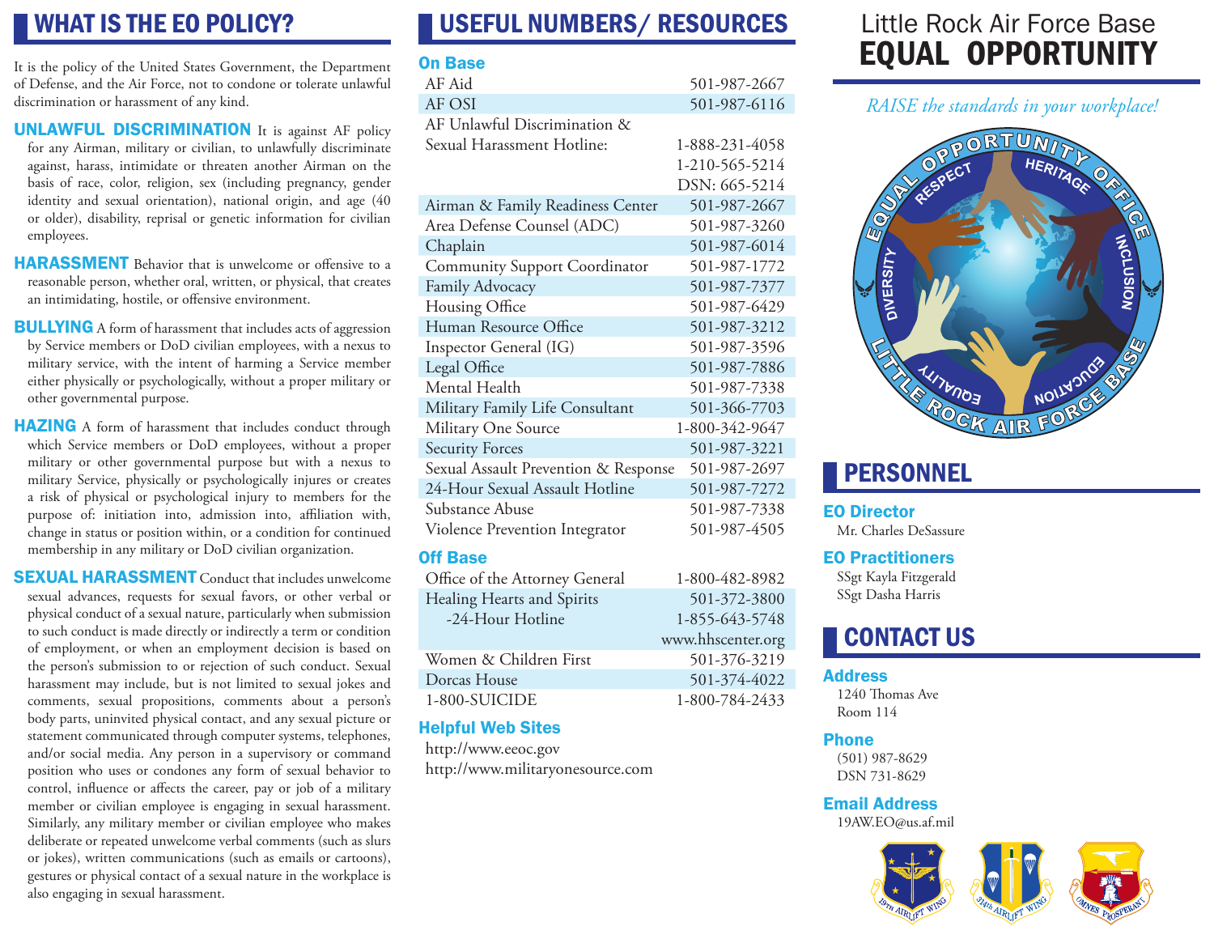## WHAT IS THE EO POLICY?

It is the policy of the United States Government, the Department of Defense, and the Air Force, not to condone or tolerate unlawful discrimination or harassment of any kind.

**UNLAWFUL DISCRIMINATION** It is against AF policy for any Airman, military or civilian, to unlawfully discriminate against, harass, intimidate or threaten another Airman on the basis of race, color, religion, sex (including pregnancy, gender identity and sexual orientation), national origin, and age (40 or older), disability, reprisal or genetic information for civilian employees.

**HARASSMENT** Behavior that is unwelcome or offensive to a reasonable person, whether oral, written, or physical, that creates an intimidating, hostile, or offensive environment.

**BULLYING** A form of harassment that includes acts of aggression by Service members or DoD civilian employees, with a nexus to military service, with the intent of harming a Service member either physically or psychologically, without a proper military or other governmental purpose.

**HAZING** A form of harassment that includes conduct through which Service members or DoD employees, without a proper military or other governmental purpose but with a nexus to military Service, physically or psychologically injures or creates a risk of physical or psychological injury to members for the purpose of: initiation into, admission into, affiliation with, change in status or position within, or a condition for continued membership in any military or DoD civilian organization.

**SEXUAL HARASSMENT** Conduct that includes unwelcome sexual advances, requests for sexual favors, or other verbal or physical conduct of a sexual nature, particularly when submission to such conduct is made directly or indirectly a term or condition of employment, or when an employment decision is based on the person's submission to or rejection of such conduct. Sexual harassment may include, but is not limited to sexual jokes and comments, sexual propositions, comments about a person's body parts, uninvited physical contact, and any sexual picture or statement communicated through computer systems, telephones, and/or social media. Any person in a supervisory or command position who uses or condones any form of sexual behavior to control, influence or affects the career, pay or job of a military member or civilian employee is engaging in sexual harassment. Similarly, any military member or civilian employee who makes deliberate or repeated unwelcome verbal comments (such as slurs or jokes), written communications (such as emails or cartoons), gestures or physical contact of a sexual nature in the workplace is also engaging in sexual harassment.

## USEFUL NUMBERS/ RESOURCES

### On Base

| | |
|---|---|
| AF Aid | 501-987-2667 |
| AF OSI | 501-987-6116 |
| AF Unlawful Discrimination & Sexual Harassment Hotline: | 1-888-231-4058<br>1-210-565-5214<br>DSN: 665-5214 |
| Airman & Family Readiness Center | 501-987-2667 |
| Area Defense Counsel (ADC) | 501-987-3260 |
| Chaplain | 501-987-6014 |
| Community Support Coordinator | 501-987-1772 |
| Family Advocacy | 501-987-7377 |
| Housing Office | 501-987-6429 |
| Human Resource Office | 501-987-3212 |
| Inspector General (IG) | 501-987-3596 |
| Legal Office | 501-987-7886 |
| Mental Health | 501-987-7338 |
| Military Family Life Consultant | 501-366-7703 |
| Military One Source | 1-800-342-9647 |
| Security Forces | 501-987-3221 |
| Sexual Assault Prevention & Response | 501-987-2697 |
| 24-Hour Sexual Assault Hotline | 501-987-7272 |
| Substance Abuse | 501-987-7338 |
| Violence Prevention Integrator | 501-987-4505 |

### Off Base

| | |
|---|---|
| Office of the Attorney General | 1-800-482-8982 |
| Healing Hearts and Spirits | 501-372-3800 |
| -24-Hour Hotline | 1-855-643-5748 |
| | www.hhscenter.org |
| Women & Children First | 501-376-3219 |
| Dorcas House | 501-374-4022 |
| 1-800-SUICIDE | 1-800-784-2433 |

### Helpful Web Sites

http://www.eeoc.gov
http://www.militaryonesource.com

# Little Rock Air Force Base EQUAL OPPORTUNITY

*RAISE the standards in your workplace!*

## PERSONNEL

**EO Director**
Mr. Charles DeSassure

**EO Practitioners**
SSgt Kayla Fitzgerald
SSgt Dasha Harris

## CONTACT US

**Address**
1240 Thomas Ave
Room 114

**Phone**
(501) 987-8629
DSN 731-8629

**Email Address**
19AW.EO@us.af.mil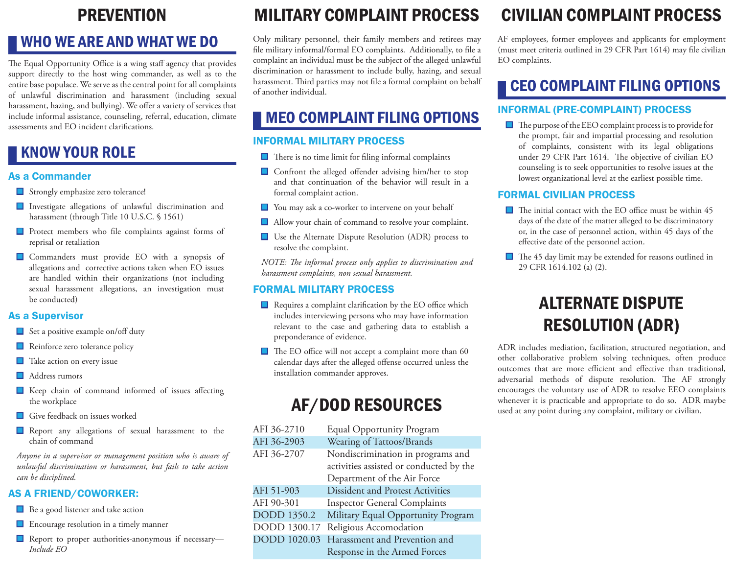# PREVENTION

## WHO WE ARE AND WHAT WE DO

The Equal Opportunity Office is a wing staff agency that provides support directly to the host wing commander, as well as to the entire base populace. We serve as the central point for all complaints of unlawful discrimination and harassment (including sexual harassment, hazing, and bullying). We offer a variety of services that include informal assistance, counseling, referral, education, climate assessments and EO incident clarifications.

## KNOW YOUR ROLE

### As a Commander

- Strongly emphasize zero tolerance!
- Investigate allegations of unlawful discrimination and harassment (through Title 10 U.S.C. § 1561)
- Protect members who file complaints against forms of reprisal or retaliation
- Commanders must provide EO with a synopsis of allegations and corrective actions taken when EO issues are handled within their organizations (not including sexual harassment allegations, an investigation must be conducted)

### As a Supervisor

- Set a positive example on/off duty
- Reinforce zero tolerance policy
- Take action on every issue
- Address rumors
- Keep chain of command informed of issues affecting the workplace
- Give feedback on issues worked
- Report any allegations of sexual harassment to the chain of command

*Anyone in a supervisor or management position who is aware of unlawful discrimination or harassment, but fails to take action can be disciplined.*

### AS A FRIEND/COWORKER:

- Be a good listener and take action
- Encourage resolution in a timely manner
- Report to proper authorities-anonymous if necessary—*Include EO*

# MILITARY COMPLAINT PROCESS

Only military personnel, their family members and retirees may file military informal/formal EO complaints. Additionally, to file a complaint an individual must be the subject of the alleged unlawful discrimination or harassment to include bully, hazing, and sexual harassment. Third parties may not file a formal complaint on behalf of another individual.

## MEO COMPLAINT FILING OPTIONS

### INFORMAL MILITARY PROCESS

- There is no time limit for filing informal complaints
- Confront the alleged offender advising him/her to stop and that continuation of the behavior will result in a formal complaint action.
- You may ask a co-worker to intervene on your behalf
- Allow your chain of command to resolve your complaint.
- Use the Alternate Dispute Resolution (ADR) process to resolve the complaint.

*NOTE: The informal process only applies to discrimination and harassment complaints, non sexual harassment.*

### FORMAL MILITARY PROCESS

- Requires a complaint clarification by the EO office which includes interviewing persons who may have information relevant to the case and gathering data to establish a preponderance of evidence.
- The EO office will not accept a complaint more than 60 calendar days after the alleged offense occurred unless the installation commander approves.

# AF/DOD RESOURCES

| | |
|---|---|
| AFI 36-2710 | Equal Opportunity Program |
| AFI 36-2903 | Wearing of Tattoos/Brands |
| AFI 36-2707 | Nondiscrimination in programs and activities assisted or conducted by the Department of the Air Force |
| AFI 51-903 | Dissident and Protest Activities |
| AFI 90-301 | Inspector General Complaints |
| DODD 1350.2 | Military Equal Opportunity Program |
| DODD 1300.17 | Religious Accomodation |
| DODD 1020.03 | Harassment and Prevention and Response in the Armed Forces |

# CIVILIAN COMPLAINT PROCESS

AF employees, former employees and applicants for employment (must meet criteria outlined in 29 CFR Part 1614) may file civilian EO complaints.

## CEO COMPLAINT FILING OPTIONS

### INFORMAL (PRE-COMPLAINT) PROCESS

- The purpose of the EEO complaint process is to provide for the prompt, fair and impartial processing and resolution of complaints, consistent with its legal obligations under 29 CFR Part 1614. The objective of civilian EO counseling is to seek opportunities to resolve issues at the lowest organizational level at the earliest possible time.

### FORMAL CIVILIAN PROCESS

- The initial contact with the EO office must be within 45 days of the date of the matter alleged to be discriminatory or, in the case of personnel action, within 45 days of the effective date of the personnel action.
- The 45 day limit may be extended for reasons outlined in 29 CFR 1614.102 (a) (2).

# ALTERNATE DISPUTE RESOLUTION (ADR)

ADR includes mediation, facilitation, structured negotiation, and other collaborative problem solving techniques, often produce outcomes that are more efficient and effective than traditional, adversarial methods of dispute resolution. The AF strongly encourages the voluntary use of ADR to resolve EEO complaints whenever it is practicable and appropriate to do so. ADR maybe used at any point during any complaint, military or civilian.